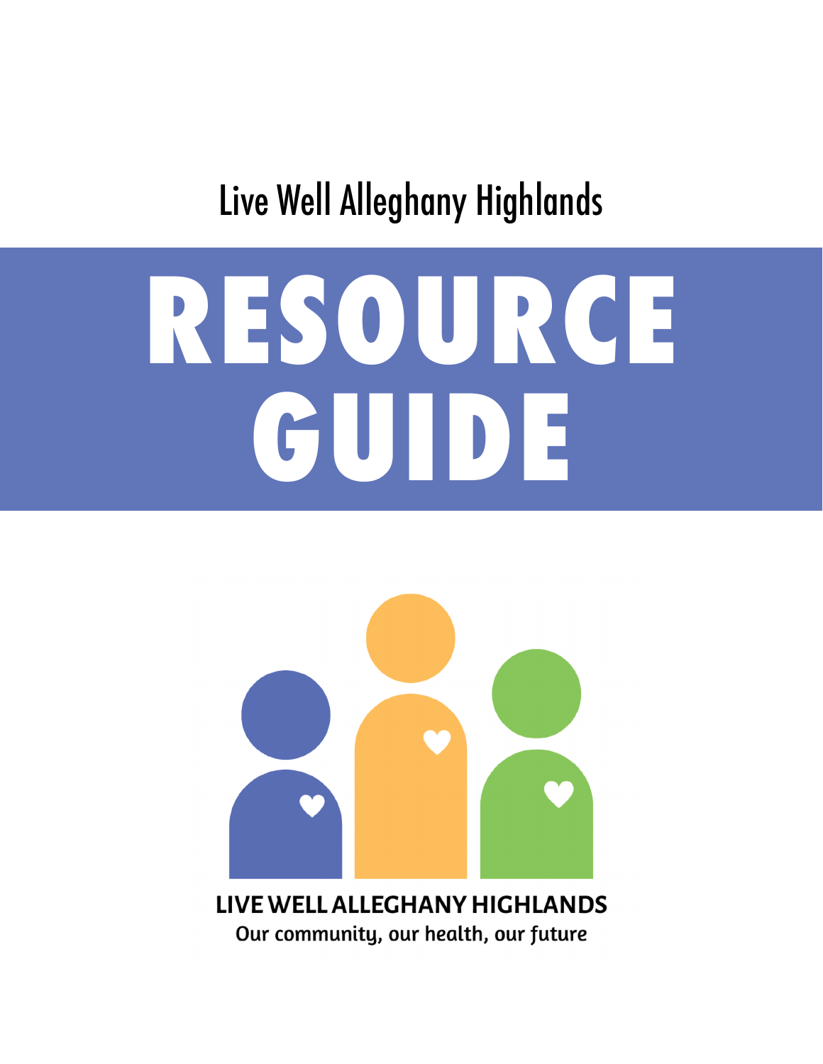Live Well Alleghany Highlands

# RESOURCE GUIDE

LIVE WELL ALLEGHANY HIGHLANDS

Our community, our health, our future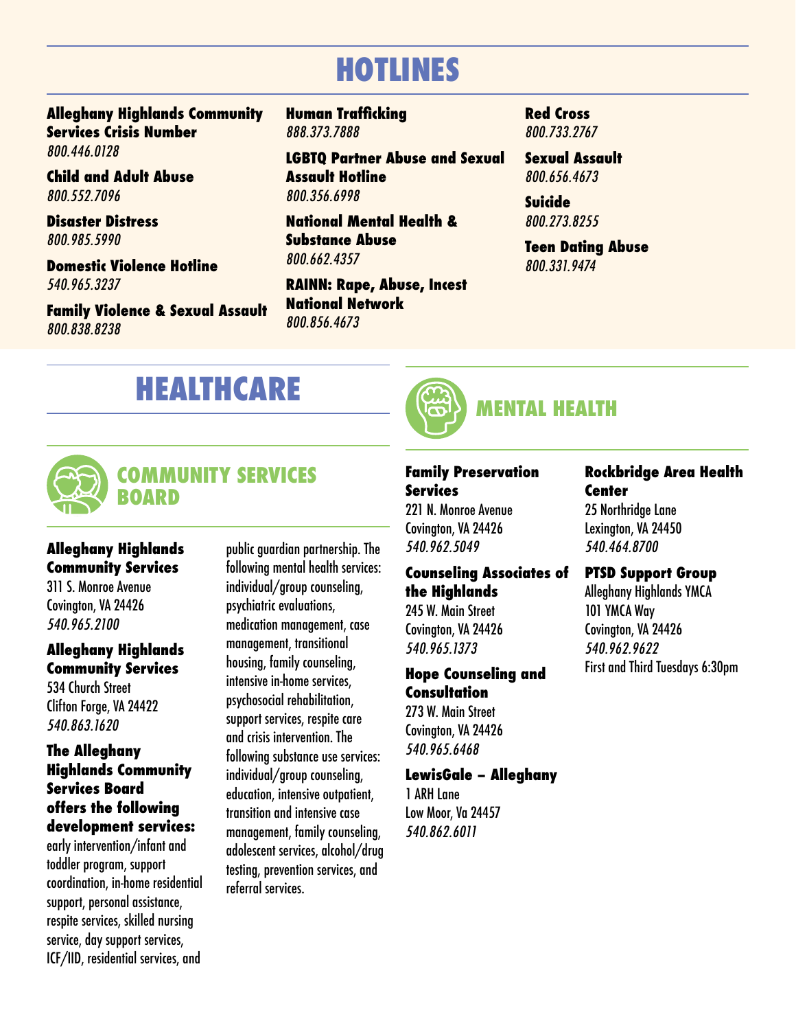# HOTLINES

**Alleghany Highlands Community Services Crisis Number**
*800.446.0128*

**Child and Adult Abuse**
*800.552.7096*

**Disaster Distress**
*800.985.5990*

**Domestic Violence Hotline**
*540.965.3237*

**Family Violence & Sexual Assault**
*800.838.8238*

**Human Trafficking**
*888.373.7888*

**LGBTQ Partner Abuse and Sexual Assault Hotline**
*800.356.6998*

**National Mental Health & Substance Abuse**
*800.662.4357*

**RAINN: Rape, Abuse, Incest National Network**
*800.856.4673*

**Red Cross**
*800.733.2767*

**Sexual Assault**
*800.656.4673*

**Suicide**
*800.273.8255*

**Teen Dating Abuse**
*800.331.9474*

# HEALTHCARE

## COMMUNITY SERVICES BOARD

**Alleghany Highlands Community Services**
311 S. Monroe Avenue
Covington, VA 24426
*540.965.2100*

**Alleghany Highlands Community Services**
534 Church Street
Clifton Forge, VA 24422
*540.863.1620*

**The Alleghany Highlands Community Services Board offers the following development services:**
early intervention/infant and toddler program, support coordination, in-home residential support, personal assistance, respite services, skilled nursing service, day support services, ICF/IID, residential services, and public guardian partnership. The following mental health services: individual/group counseling, psychiatric evaluations, medication management, case management, transitional housing, family counseling, intensive in-home services, psychosocial rehabilitation, support services, respite care and crisis intervention. The following substance use services: individual/group counseling, education, intensive outpatient, transition and intensive case management, family counseling, adolescent services, alcohol/drug testing, prevention services, and referral services.

## MENTAL HEALTH

**Family Preservation Services**
221 N. Monroe Avenue
Covington, VA 24426
*540.962.5049*

**Counseling Associates of the Highlands**
245 W. Main Street
Covington, VA 24426
*540.965.1373*

**Hope Counseling and Consultation**
273 W. Main Street
Covington, VA 24426
*540.965.6468*

**LewisGale – Alleghany**
1 ARH Lane
Low Moor, Va 24457
*540.862.6011*

**Rockbridge Area Health Center**
25 Northridge Lane
Lexington, VA 24450
*540.464.8700*

**PTSD Support Group**
Alleghany Highlands YMCA
101 YMCA Way
Covington, VA 24426
*540.962.9622*
First and Third Tuesdays 6:30pm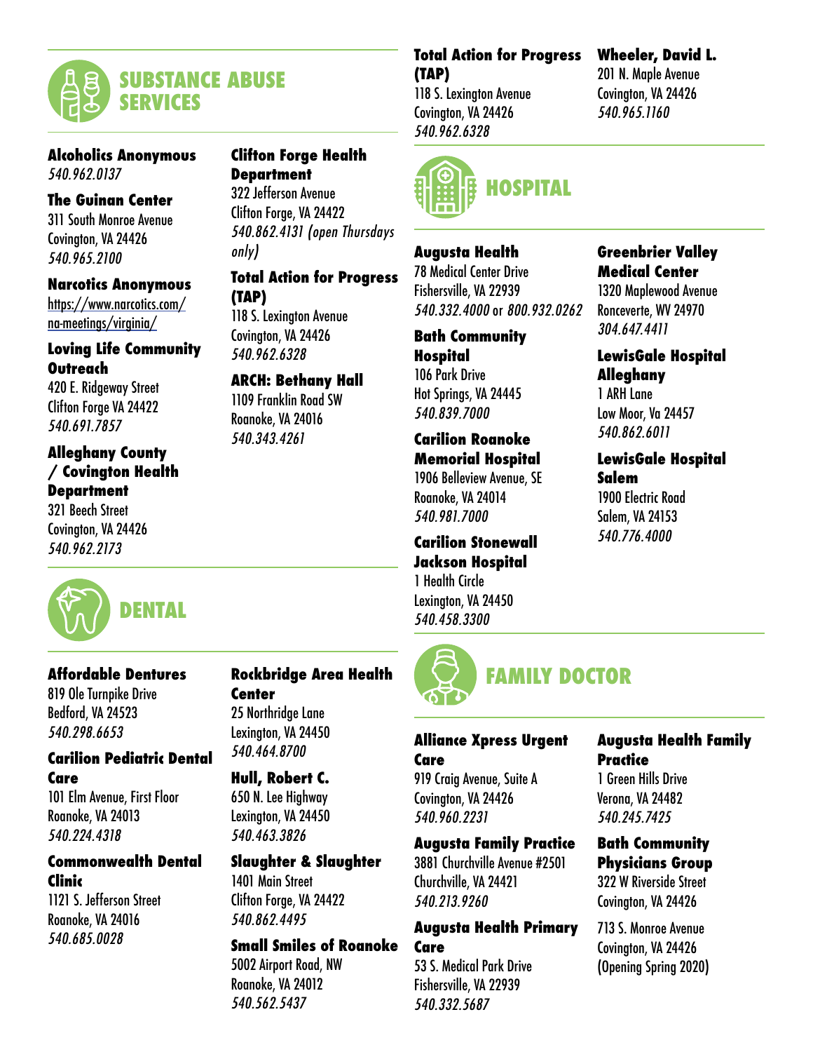## SUBSTANCE ABUSE SERVICES

**Alcoholics Anonymous**
*540.962.0137*

**The Guinan Center**
311 South Monroe Avenue
Covington, VA 24426
*540.965.2100*

**Narcotics Anonymous**
https://www.narcotics.com/na-meetings/virginia/

**Loving Life Community Outreach**
420 E. Ridgeway Street
Clifton Forge VA 24422
*540.691.7857*

**Alleghany County / Covington Health Department**
321 Beech Street
Covington, VA 24426
*540.962.2173*

**Clifton Forge Health Department**
322 Jefferson Avenue
Clifton Forge, VA 24422
*540.862.4131 (open Thursdays only)*

**Total Action for Progress (TAP)**
118 S. Lexington Avenue
Covington, VA 24426
*540.962.6328*

**ARCH: Bethany Hall**
1109 Franklin Road SW
Roanoke, VA 24016
*540.343.4261*

**Total Action for Progress (TAP)**
118 S. Lexington Avenue
Covington, VA 24426
*540.962.6328*

**Wheeler, David L.**
201 N. Maple Avenue
Covington, VA 24426
*540.965.1160*

## DENTAL

**Affordable Dentures**
819 Ole Turnpike Drive
Bedford, VA 24523
*540.298.6653*

**Carilion Pediatric Dental Care**
101 Elm Avenue, First Floor
Roanoke, VA 24013
*540.224.4318*

**Commonwealth Dental Clinic**
1121 S. Jefferson Street
Roanoke, VA 24016
*540.685.0028*

**Rockbridge Area Health Center**
25 Northridge Lane
Lexington, VA 24450
*540.464.8700*

**Hull, Robert C.**
650 N. Lee Highway
Lexington, VA 24450
*540.463.3826*

**Slaughter & Slaughter**
1401 Main Street
Clifton Forge, VA 24422
*540.862.4495*

**Small Smiles of Roanoke**
5002 Airport Road, NW
Roanoke, VA 24012
*540.562.5437*

## HOSPITAL

**Augusta Health**
78 Medical Center Drive
Fishersville, VA 22939
*540.332.4000* or *800.932.0262*

**Bath Community Hospital**
106 Park Drive
Hot Springs, VA 24445
*540.839.7000*

**Carilion Roanoke Memorial Hospital**
1906 Belleview Avenue, SE
Roanoke, VA 24014
*540.981.7000*

**Carilion Stonewall Jackson Hospital**
1 Health Circle
Lexington, VA 24450
*540.458.3300*

**Greenbrier Valley Medical Center**
1320 Maplewood Avenue
Ronceverte, WV 24970
*304.647.4411*

**LewisGale Hospital Alleghany**
1 ARH Lane
Low Moor, Va 24457
*540.862.6011*

**LewisGale Hospital Salem**
1900 Electric Road
Salem, VA 24153
*540.776.4000*

## FAMILY DOCTOR

**Alliance Xpress Urgent Care**
919 Craig Avenue, Suite A
Covington, VA 24426
*540.960.2231*

**Augusta Family Practice**
3881 Churchville Avenue #2501
Churchville, VA 24421
*540.213.9260*

**Augusta Health Primary Care**
53 S. Medical Park Drive
Fishersville, VA 22939
*540.332.5687*

**Augusta Health Family Practice**
1 Green Hills Drive
Verona, VA 24482
*540.245.7425*

**Bath Community Physicians Group**
322 W Riverside Street
Covington, VA 24426

713 S. Monroe Avenue
Covington, VA 24426
(Opening Spring 2020)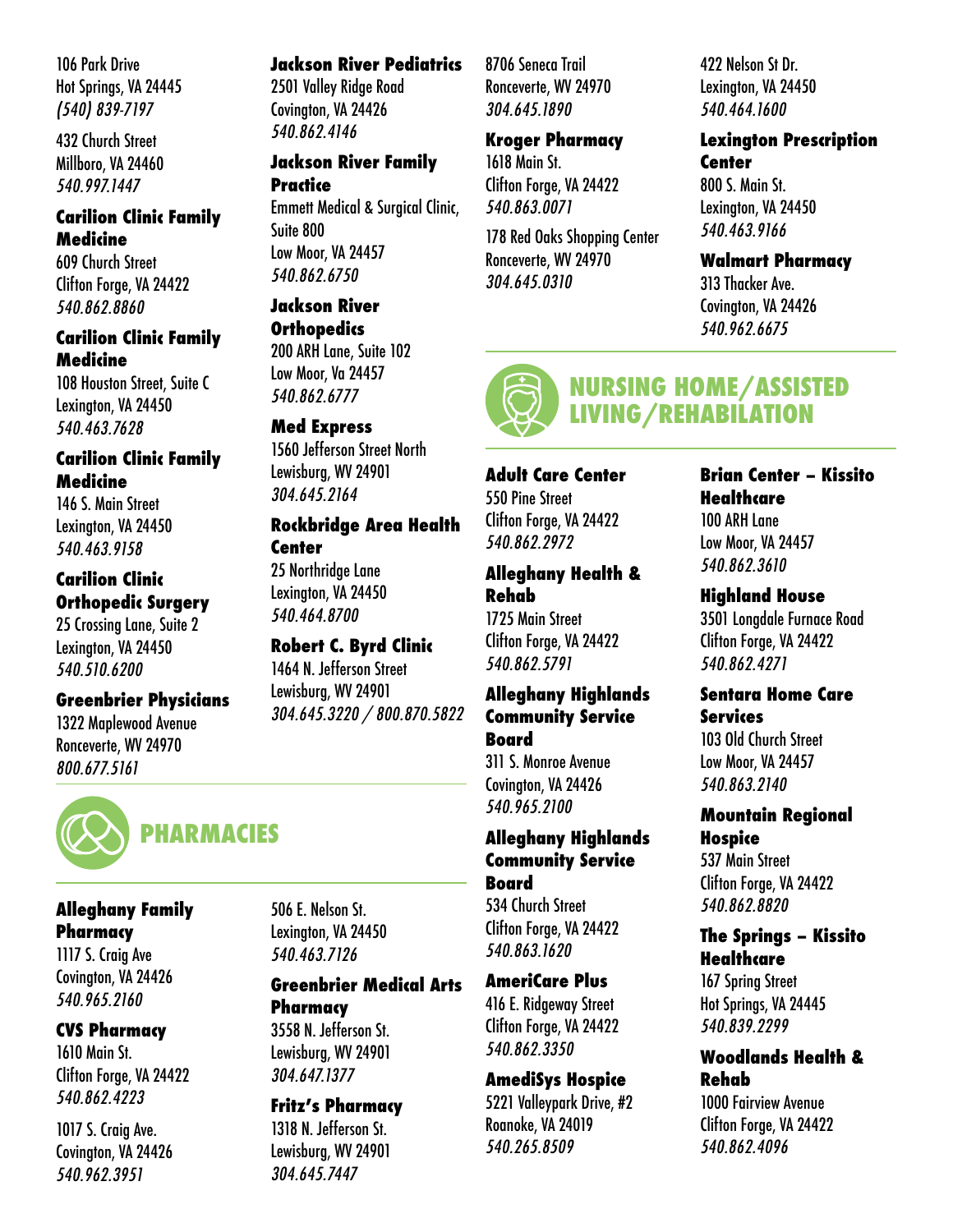106 Park Drive
Hot Springs, VA 24445
*(540) 839-7197*

432 Church Street
Millboro, VA 24460
*540.997.1447*

**Carilion Clinic Family Medicine**
609 Church Street
Clifton Forge, VA 24422
*540.862.8860*

**Carilion Clinic Family Medicine**
108 Houston Street, Suite C
Lexington, VA 24450
*540.463.7628*

**Carilion Clinic Family Medicine**
146 S. Main Street
Lexington, VA 24450
*540.463.9158*

**Carilion Clinic Orthopedic Surgery**
25 Crossing Lane, Suite 2
Lexington, VA 24450
*540.510.6200*

**Greenbrier Physicians**
1322 Maplewood Avenue
Ronceverte, WV 24970
*800.677.5161*

**Jackson River Pediatrics**
2501 Valley Ridge Road
Covington, VA 24426
*540.862.4146*

**Jackson River Family Practice**
Emmett Medical & Surgical Clinic, Suite 800
Low Moor, VA 24457
*540.862.6750*

**Jackson River Orthopedics**
200 ARH Lane, Suite 102
Low Moor, Va 24457
*540.862.6777*

**Med Express**
1560 Jefferson Street North
Lewisburg, WV 24901
*304.645.2164*

**Rockbridge Area Health Center**
25 Northridge Lane
Lexington, VA 24450
*540.464.8700*

**Robert C. Byrd Clinic**
1464 N. Jefferson Street
Lewisburg, WV 24901
*304.645.3220 / 800.870.5822*

## PHARMACIES

**Alleghany Family Pharmacy**
1117 S. Craig Ave
Covington, VA 24426
*540.965.2160*

**CVS Pharmacy**
1610 Main St.
Clifton Forge, VA 24422
*540.862.4223*

1017 S. Craig Ave.
Covington, VA 24426
*540.962.3951*

506 E. Nelson St.
Lexington, VA 24450
*540.463.7126*

**Greenbrier Medical Arts Pharmacy**
3558 N. Jefferson St.
Lewisburg, WV 24901
*304.647.1377*

**Fritz's Pharmacy**
1318 N. Jefferson St.
Lewisburg, WV 24901
*304.645.7447*

8706 Seneca Trail
Ronceverte, WV 24970
*304.645.1890*

**Kroger Pharmacy**
1618 Main St.
Clifton Forge, VA 24422
*540.863.0071*

178 Red Oaks Shopping Center
Ronceverte, WV 24970
*304.645.0310*

422 Nelson St Dr.
Lexington, VA 24450
*540.464.1600*

**Lexington Prescription Center**
800 S. Main St.
Lexington, VA 24450
*540.463.9166*

**Walmart Pharmacy**
313 Thacker Ave.
Covington, VA 24426
*540.962.6675*

## NURSING HOME/ASSISTED LIVING/REHABILITATION

**Adult Care Center**
550 Pine Street
Clifton Forge, VA 24422
*540.862.2972*

**Alleghany Health & Rehab**
1725 Main Street
Clifton Forge, VA 24422
*540.862.5791*

**Alleghany Highlands Community Service Board**
311 S. Monroe Avenue
Covington, VA 24426
*540.965.2100*

**Alleghany Highlands Community Service Board**
534 Church Street
Clifton Forge, VA 24422
*540.863.1620*

**AmeriCare Plus**
416 E. Ridgeway Street
Clifton Forge, VA 24422
*540.862.3350*

**AmediSys Hospice**
5221 Valleypark Drive, #2
Roanoke, VA 24019
*540.265.8509*

**Brian Center – Kissito Healthcare**
100 ARH Lane
Low Moor, VA 24457
*540.862.3610*

**Highland House**
3501 Longdale Furnace Road
Clifton Forge, VA 24422
*540.862.4271*

**Sentara Home Care Services**
103 Old Church Street
Low Moor, VA 24457
*540.863.2140*

**Mountain Regional Hospice**
537 Main Street
Clifton Forge, VA 24422
*540.862.8820*

**The Springs – Kissito Healthcare**
167 Spring Street
Hot Springs, VA 24445
*540.839.2299*

**Woodlands Health & Rehab**
1000 Fairview Avenue
Clifton Forge, VA 24422
*540.862.4096*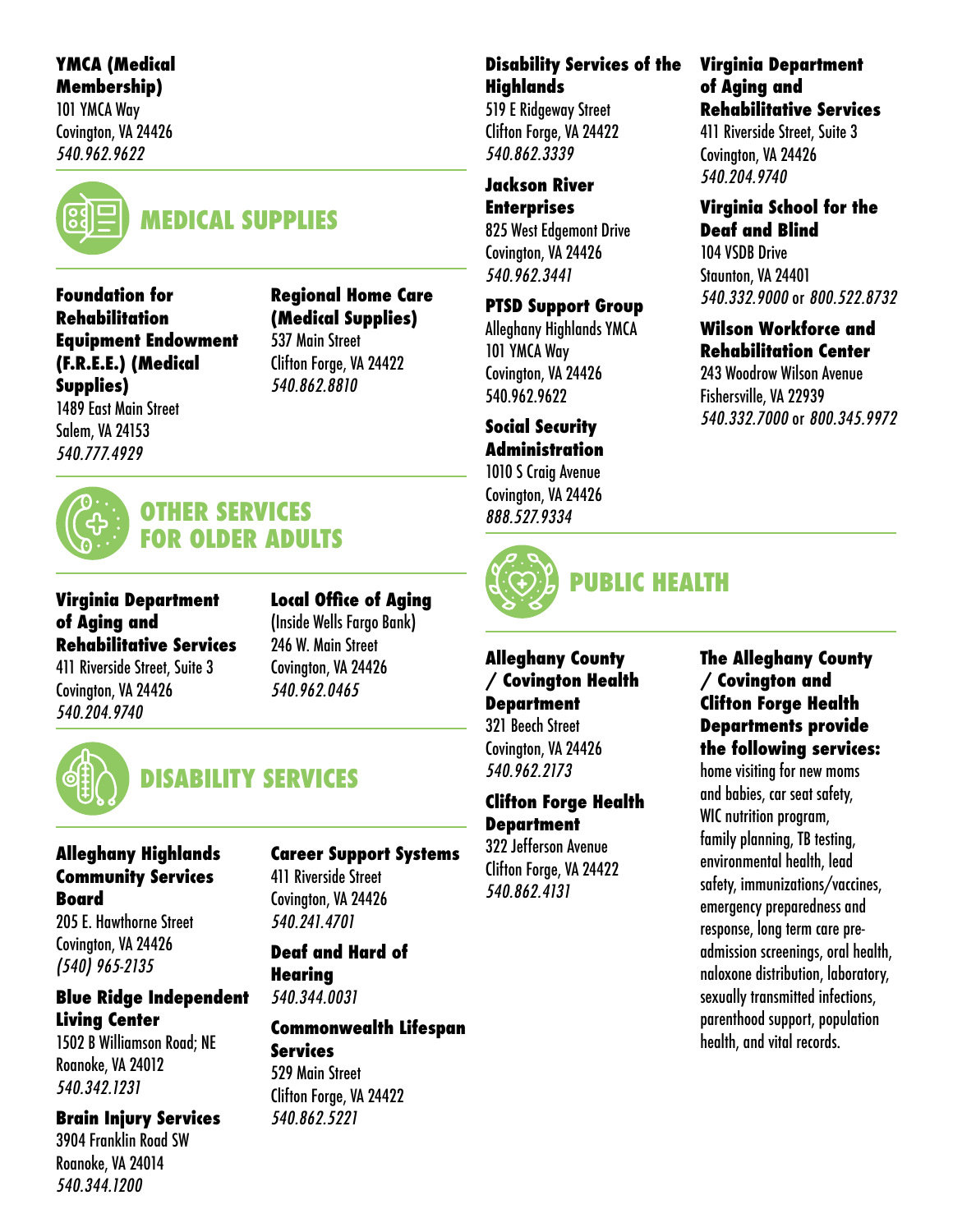**YMCA (Medical Membership)**
101 YMCA Way
Covington, VA 24426
*540.962.9622*

## MEDICAL SUPPLIES

**Foundation for Rehabilitation Equipment Endowment (F.R.E.E.) (Medical Supplies)**
1489 East Main Street
Salem, VA 24153
*540.777.4929*

**Regional Home Care (Medical Supplies)**
537 Main Street
Clifton Forge, VA 24422
*540.862.8810*

## OTHER SERVICES FOR OLDER ADULTS

**Virginia Department of Aging and Rehabilitative Services**
411 Riverside Street, Suite 3
Covington, VA 24426
*540.204.9740*

**Local Office of Aging**
(Inside Wells Fargo Bank)
246 W. Main Street
Covington, VA 24426
*540.962.0465*

## DISABILITY SERVICES

**Alleghany Highlands Community Services Board**
205 E. Hawthorne Street
Covington, VA 24426
*(540) 965-2135*

**Blue Ridge Independent Living Center**
1502 B Williamson Road; NE
Roanoke, VA 24012
*540.342.1231*

**Brain Injury Services**
3904 Franklin Road SW
Roanoke, VA 24014
*540.344.1200*

**Career Support Systems**
411 Riverside Street
Covington, VA 24426
*540.241.4701*

**Deaf and Hard of Hearing**
*540.344.0031*

**Commonwealth Lifespan Services**
529 Main Street
Clifton Forge, VA 24422
*540.862.5221*

**Disability Services of the Highlands**
519 E Ridgeway Street
Clifton Forge, VA 24422
*540.862.3339*

**Jackson River Enterprises**
825 West Edgemont Drive
Covington, VA 24426
*540.962.3441*

**PTSD Support Group**
Alleghany Highlands YMCA
101 YMCA Way
Covington, VA 24426
540.962.9622

**Social Security Administration**
1010 S Craig Avenue
Covington, VA 24426
*888.527.9334*

**Virginia Department of Aging and Rehabilitative Services**
411 Riverside Street, Suite 3
Covington, VA 24426
*540.204.9740*

**Virginia School for the Deaf and Blind**
104 VSDB Drive
Staunton, VA 24401
*540.332.9000* or *800.522.8732*

**Wilson Workforce and Rehabilitation Center**
243 Woodrow Wilson Avenue
Fishersville, VA 22939
*540.332.7000* or *800.345.9972*

## PUBLIC HEALTH

**Alleghany County / Covington Health Department**
321 Beech Street
Covington, VA 24426
*540.962.2173*

**Clifton Forge Health Department**
322 Jefferson Avenue
Clifton Forge, VA 24422
*540.862.4131*

**The Alleghany County / Covington and Clifton Forge Health Departments provide the following services:**
home visiting for new moms and babies, car seat safety, WIC nutrition program, family planning, TB testing, environmental health, lead safety, immunizations/vaccines, emergency preparedness and response, long term care pre-admission screenings, oral health, naloxone distribution, laboratory, sexually transmitted infections, parenthood support, population health, and vital records.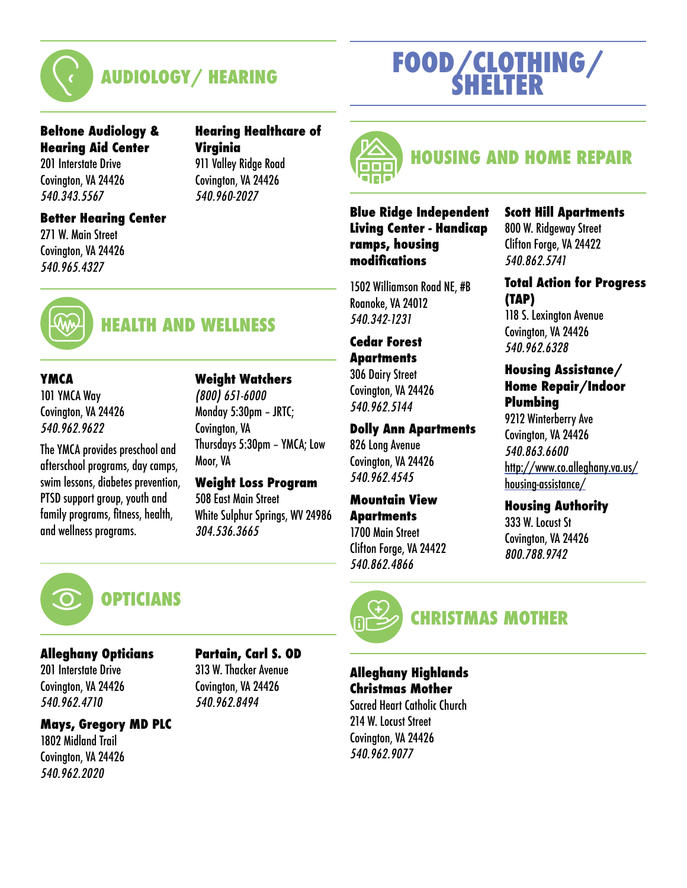## AUDIOLOGY/ HEARING

**Beltone Audiology & Hearing Aid Center**
201 Interstate Drive
Covington, VA 24426
*540.343.5567*

**Hearing Healthcare of Virginia**
911 Valley Ridge Road
Covington, VA 24426
*540.960-2027*

**Better Hearing Center**
271 W. Main Street
Covington, VA 24426
*540.965.4327*

## HEALTH AND WELLNESS

**YMCA**
101 YMCA Way
Covington, VA 24426
*540.962.9622*

The YMCA provides preschool and afterschool programs, day camps, swim lessons, diabetes prevention, PTSD support group, youth and family programs, fitness, health, and wellness programs.

**Weight Watchers**
*(800) 651-6000*
Monday 5:30pm – JRTC; Covington, VA
Thursdays 5:30pm – YMCA; Low Moor, VA

**Weight Loss Program**
508 East Main Street
White Sulphur Springs, WV 24986
*304.536.3665*

## OPTICIANS

**Alleghany Opticians**
201 Interstate Drive
Covington, VA 24426
*540.962.4710*

**Mays, Gregory MD PLC**
1802 Midland Trail
Covington, VA 24426
*540.962.2020*

**Partain, Carl S. OD**
313 W. Thacker Avenue
Covington, VA 24426
*540.962.8494*

# FOOD/CLOTHING/ SHELTER

## HOUSING AND HOME REPAIR

**Blue Ridge Independent Living Center - Handicap ramps, housing modifications**

1502 Williamson Road NE, #B
Roanoke, VA 24012
*540.342-1231*

**Cedar Forest Apartments**
306 Dairy Street
Covington, VA 24426
*540.962.5144*

**Dolly Ann Apartments**
826 Long Avenue
Covington, VA 24426
*540.962.4545*

**Mountain View Apartments**
1700 Main Street
Clifton Forge, VA 24422
*540.862.4866*

**Scott Hill Apartments**
800 W. Ridgeway Street
Clifton Forge, VA 24422
*540.862.5741*

**Total Action for Progress (TAP)**
118 S. Lexington Avenue
Covington, VA 24426
*540.962.6328*

**Housing Assistance/ Home Repair/Indoor Plumbing**
9212 Winterberry Ave
Covington, VA 24426
*540.863.6600*
http://www.co.alleghany.va.us/housing-assistance/

**Housing Authority**
333 W. Locust St
Covington, VA 24426
*800.788.9742*

## CHRISTMAS MOTHER

**Alleghany Highlands Christmas Mother**
Sacred Heart Catholic Church
214 W. Locust Street
Covington, VA 24426
*540.962.9077*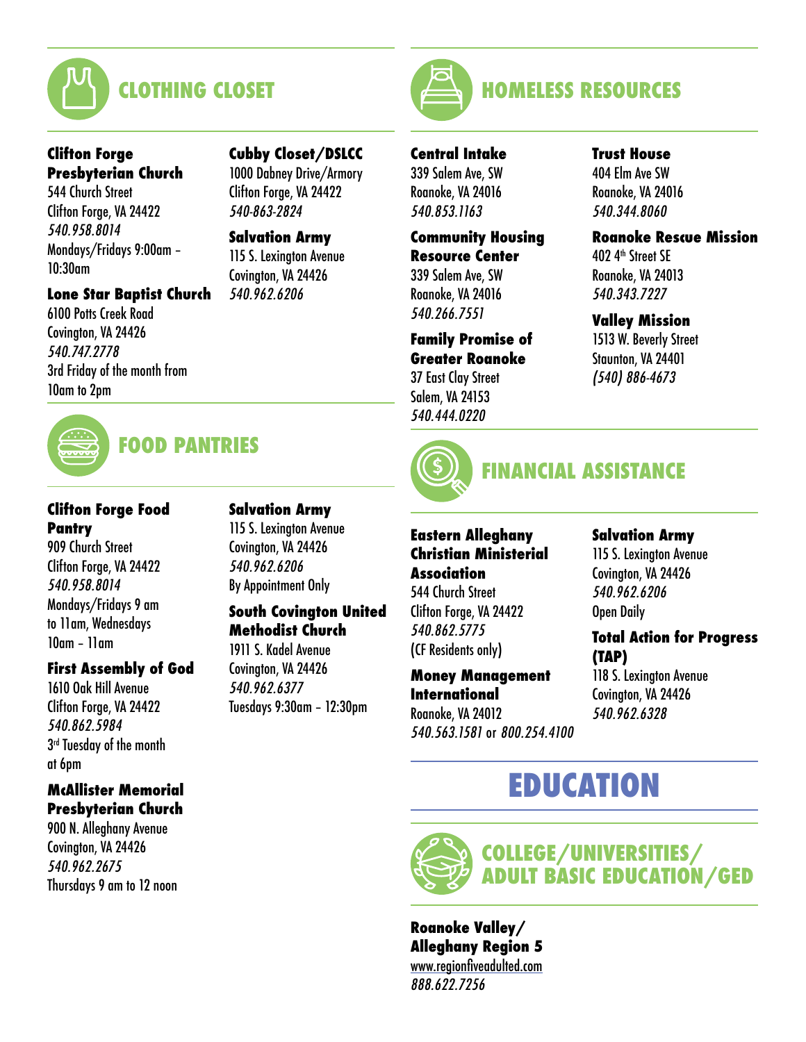## CLOTHING CLOSET

**Clifton Forge Presbyterian Church**
544 Church Street
Clifton Forge, VA 24422
*540.958.8014*
Mondays/Fridays 9:00am – 10:30am

**Lone Star Baptist Church**
6100 Potts Creek Road
Covington, VA 24426
*540.747.2778*
3rd Friday of the month from 10am to 2pm

**Cubby Closet/DSLCC**
1000 Dabney Drive/Armory
Clifton Forge, VA 24422
*540-863-2824*

**Salvation Army**
115 S. Lexington Avenue
Covington, VA 24426
*540.962.6206*

## FOOD PANTRIES

**Clifton Forge Food Pantry**
909 Church Street
Clifton Forge, VA 24422
*540.958.8014*
Mondays/Fridays 9 am to 11am, Wednesdays 10am – 11am

**First Assembly of God**
1610 Oak Hill Avenue
Clifton Forge, VA 24422
*540.862.5984*
3rd Tuesday of the month at 6pm

**McAllister Memorial Presbyterian Church**
900 N. Alleghany Avenue
Covington, VA 24426
*540.962.2675*
Thursdays 9 am to 12 noon

**Salvation Army**
115 S. Lexington Avenue
Covington, VA 24426
*540.962.6206*
By Appointment Only

**South Covington United Methodist Church**
1911 S. Kadel Avenue
Covington, VA 24426
*540.962.6377*
Tuesdays 9:30am – 12:30pm

## HOMELESS RESOURCES

**Central Intake**
339 Salem Ave, SW
Roanoke, VA 24016
*540.853.1163*

**Community Housing Resource Center**
339 Salem Ave, SW
Roanoke, VA 24016
*540.266.7551*

**Family Promise of Greater Roanoke**
37 East Clay Street
Salem, VA 24153
*540.444.0220*

**Trust House**
404 Elm Ave SW
Roanoke, VA 24016
*540.344.8060*

**Roanoke Rescue Mission**
402 4th Street SE
Roanoke, VA 24013
*540.343.7227*

**Valley Mission**
1513 W. Beverly Street
Staunton, VA 24401
*(540) 886-4673*

## FINANCIAL ASSISTANCE

**Eastern Alleghany Christian Ministerial Association**
544 Church Street
Clifton Forge, VA 24422
*540.862.5775*
(CF Residents only)

**Money Management International**
Roanoke, VA 24012
*540.563.1581* or *800.254.4100*

**Salvation Army**
115 S. Lexington Avenue
Covington, VA 24426
*540.962.6206*
Open Daily

**Total Action for Progress (TAP)**
118 S. Lexington Avenue
Covington, VA 24426
*540.962.6328*

# EDUCATION

## COLLEGE/UNIVERSITIES/ ADULT BASIC EDUCATION/GED

**Roanoke Valley/ Alleghany Region 5**
www.regionfiveadulted.com
*888.622.7256*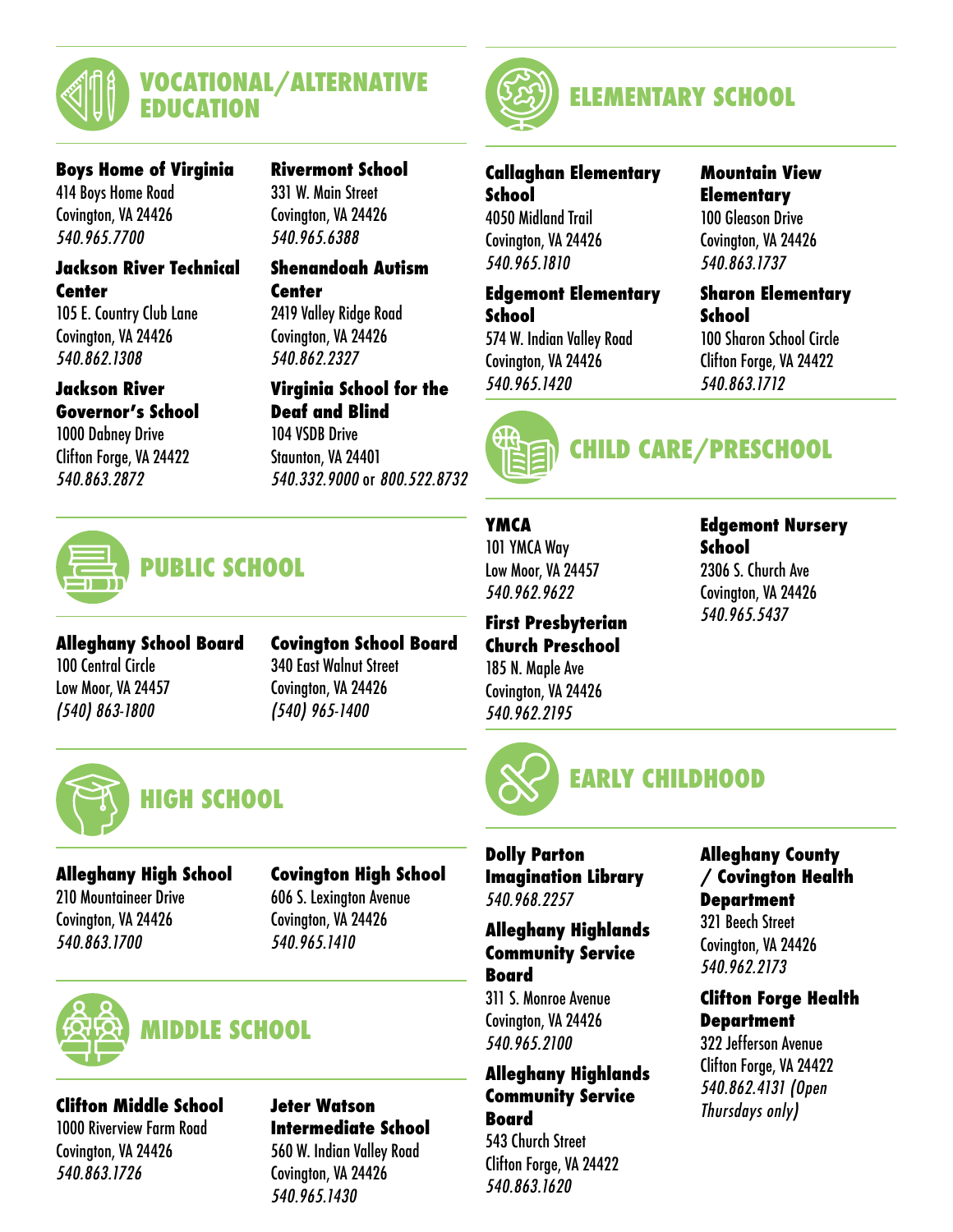## VOCATIONAL/ALTERNATIVE EDUCATION

**Boys Home of Virginia**
414 Boys Home Road
Covington, VA 24426
*540.965.7700*

**Jackson River Technical Center**
105 E. Country Club Lane
Covington, VA 24426
*540.862.1308*

**Jackson River Governor's School**
1000 Dabney Drive
Clifton Forge, VA 24422
*540.863.2872*

**Rivermont School**
331 W. Main Street
Covington, VA 24426
*540.965.6388*

**Shenandoah Autism Center**
2419 Valley Ridge Road
Covington, VA 24426
*540.862.2327*

**Virginia School for the Deaf and Blind**
104 VSDB Drive
Staunton, VA 24401
*540.332.9000* or *800.522.8732*

## PUBLIC SCHOOL

**Alleghany School Board**
100 Central Circle
Low Moor, VA 24457
*(540) 863-1800*

**Covington School Board**
340 East Walnut Street
Covington, VA 24426
*(540) 965-1400*

## HIGH SCHOOL

**Alleghany High School**
210 Mountaineer Drive
Covington, VA 24426
*540.863.1700*

**Covington High School**
606 S. Lexington Avenue
Covington, VA 24426
*540.965.1410*

## MIDDLE SCHOOL

**Clifton Middle School**
1000 Riverview Farm Road
Covington, VA 24426
*540.863.1726*

**Jeter Watson Intermediate School**
560 W. Indian Valley Road
Covington, VA 24426
*540.965.1430*

## ELEMENTARY SCHOOL

**Callaghan Elementary School**
4050 Midland Trail
Covington, VA 24426
*540.965.1810*

**Edgemont Elementary School**
574 W. Indian Valley Road
Covington, VA 24426
*540.965.1420*

**Mountain View Elementary**
100 Gleason Drive
Covington, VA 24426
*540.863.1737*

**Sharon Elementary School**
100 Sharon School Circle
Clifton Forge, VA 24422
*540.863.1712*

## CHILD CARE/PRESCHOOL

**YMCA**
101 YMCA Way
Low Moor, VA 24457
*540.962.9622*

**First Presbyterian Church Preschool**
185 N. Maple Ave
Covington, VA 24426
*540.962.2195*

**Edgemont Nursery School**
2306 S. Church Ave
Covington, VA 24426
*540.965.5437*

## EARLY CHILDHOOD

**Dolly Parton Imagination Library**
*540.968.2257*

**Alleghany Highlands Community Service Board**
311 S. Monroe Avenue
Covington, VA 24426
*540.965.2100*

**Alleghany Highlands Community Service Board**
543 Church Street
Clifton Forge, VA 24422
*540.863.1620*

**Alleghany County / Covington Health Department**
321 Beech Street
Covington, VA 24426
*540.962.2173*

**Clifton Forge Health Department**
322 Jefferson Avenue
Clifton Forge, VA 24422
*540.862.4131 (Open Thursdays only)*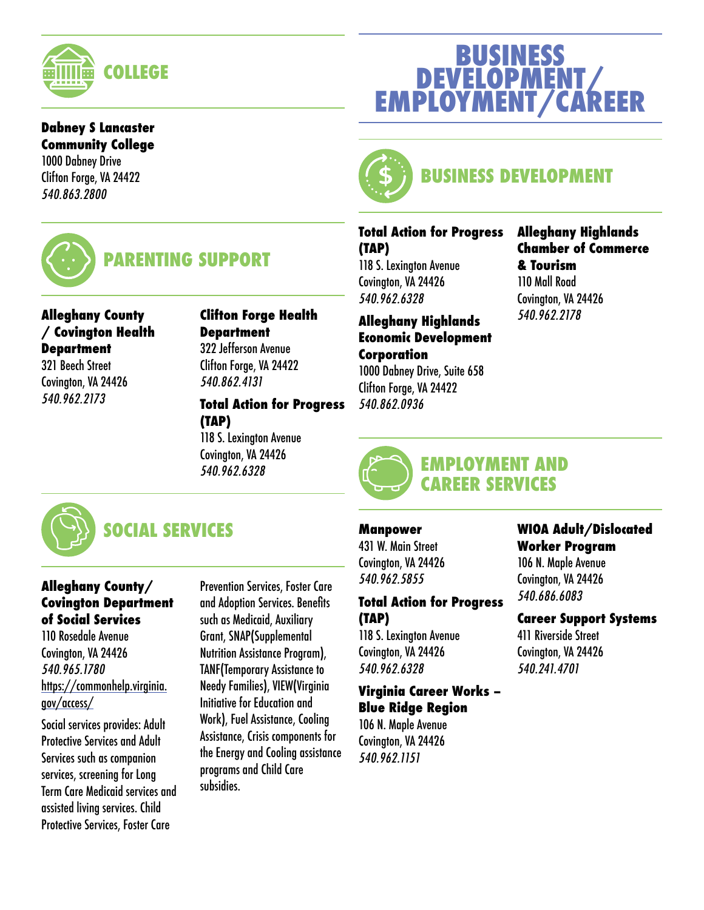## COLLEGE

**Dabney S Lancaster Community College**
1000 Dabney Drive
Clifton Forge, VA 24422
*540.863.2800*

## PARENTING SUPPORT

**Alleghany County / Covington Health Department**
321 Beech Street
Covington, VA 24426
*540.962.2173*

**Clifton Forge Health Department**
322 Jefferson Avenue
Clifton Forge, VA 24422
*540.862.4131*

**Total Action for Progress (TAP)**
118 S. Lexington Avenue
Covington, VA 24426
*540.962.6328*

## SOCIAL SERVICES

**Alleghany County/ Covington Department of Social Services**
110 Rosedale Avenue
Covington, VA 24426
*540.965.1780*
https://commonhelp.virginia.gov/access/

Social services provides: Adult Protective Services and Adult Services such as companion services, screening for Long Term Care Medicaid services and assisted living services. Child Protective Services, Foster Care Prevention Services, Foster Care and Adoption Services. Benefits such as Medicaid, Auxiliary Grant, SNAP(Supplemental Nutrition Assistance Program), TANF(Temporary Assistance to Needy Families), VIEW(Virginia Initiative for Education and Work), Fuel Assistance, Cooling Assistance, Crisis components for the Energy and Cooling assistance programs and Child Care subsidies.

# BUSINESS DEVELOPMENT/ EMPLOYMENT/CAREER

## BUSINESS DEVELOPMENT

**Total Action for Progress (TAP)**
118 S. Lexington Avenue
Covington, VA 24426
*540.962.6328*

**Alleghany Highlands Economic Development Corporation**
1000 Dabney Drive, Suite 658
Clifton Forge, VA 24422
*540.862.0936*

**Alleghany Highlands Chamber of Commerce & Tourism**
110 Mall Road
Covington, VA 24426
*540.962.2178*

## EMPLOYMENT AND CAREER SERVICES

**Manpower**
431 W. Main Street
Covington, VA 24426
*540.962.5855*

**Total Action for Progress (TAP)**
118 S. Lexington Avenue
Covington, VA 24426
*540.962.6328*

**Virginia Career Works – Blue Ridge Region**
106 N. Maple Avenue
Covington, VA 24426
*540.962.1151*

**WIOA Adult/Dislocated Worker Program**
106 N. Maple Avenue
Covington, VA 24426
*540.686.6083*

**Career Support Systems**
411 Riverside Street
Covington, VA 24426
*540.241.4701*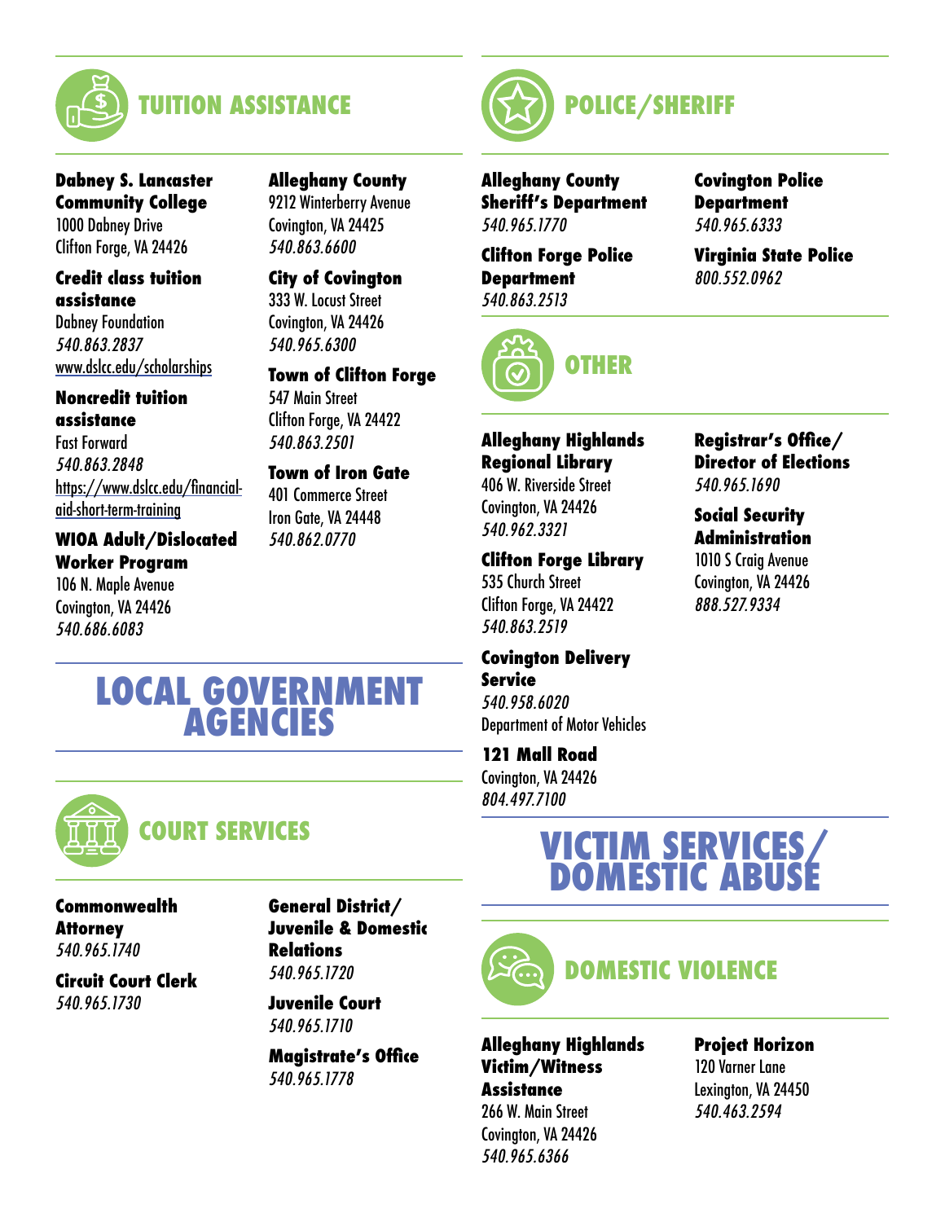## TUITION ASSISTANCE

**Dabney S. Lancaster Community College**
1000 Dabney Drive
Clifton Forge, VA 24426

**Credit class tuition assistance**
Dabney Foundation
*540.863.2837*
www.dslcc.edu/scholarships

**Noncredit tuition assistance**
Fast Forward
*540.863.2848*
https://www.dslcc.edu/financial-aid-short-term-training

**WIOA Adult/Dislocated Worker Program**
106 N. Maple Avenue
Covington, VA 24426
*540.686.6083*

**Alleghany County**
9212 Winterberry Avenue
Covington, VA 24425
*540.863.6600*

**City of Covington**
333 W. Locust Street
Covington, VA 24426
*540.965.6300*

**Town of Clifton Forge**
547 Main Street
Clifton Forge, VA 24422
*540.863.2501*

**Town of Iron Gate**
401 Commerce Street
Iron Gate, VA 24448
*540.862.0770*

# LOCAL GOVERNMENT AGENCIES

## COURT SERVICES

**Commonwealth Attorney**
*540.965.1740*

**Circuit Court Clerk**
*540.965.1730*

**General District/ Juvenile & Domestic Relations**
*540.965.1720*

**Juvenile Court**
*540.965.1710*

**Magistrate's Office**
*540.965.1778*

## POLICE/SHERIFF

**Alleghany County Sheriff's Department**
*540.965.1770*

**Clifton Forge Police Department**
*540.863.2513*

**Covington Police Department**
*540.965.6333*

**Virginia State Police**
*800.552.0962*

## OTHER

**Alleghany Highlands Regional Library**
406 W. Riverside Street
Covington, VA 24426
*540.962.3321*

**Clifton Forge Library**
535 Church Street
Clifton Forge, VA 24422
*540.863.2519*

**Covington Delivery Service**
*540.958.6020*
Department of Motor Vehicles

**121 Mall Road**
Covington, VA 24426
*804.497.7100*

**Registrar's Office/ Director of Elections**
*540.965.1690*

**Social Security Administration**
1010 S Craig Avenue
Covington, VA 24426
*888.527.9334*

# VICTIM SERVICES/ DOMESTIC ABUSE

## DOMESTIC VIOLENCE

**Alleghany Highlands Victim/Witness Assistance**
266 W. Main Street
Covington, VA 24426
*540.965.6366*

**Project Horizon**
120 Varner Lane
Lexington, VA 24450
*540.463.2594*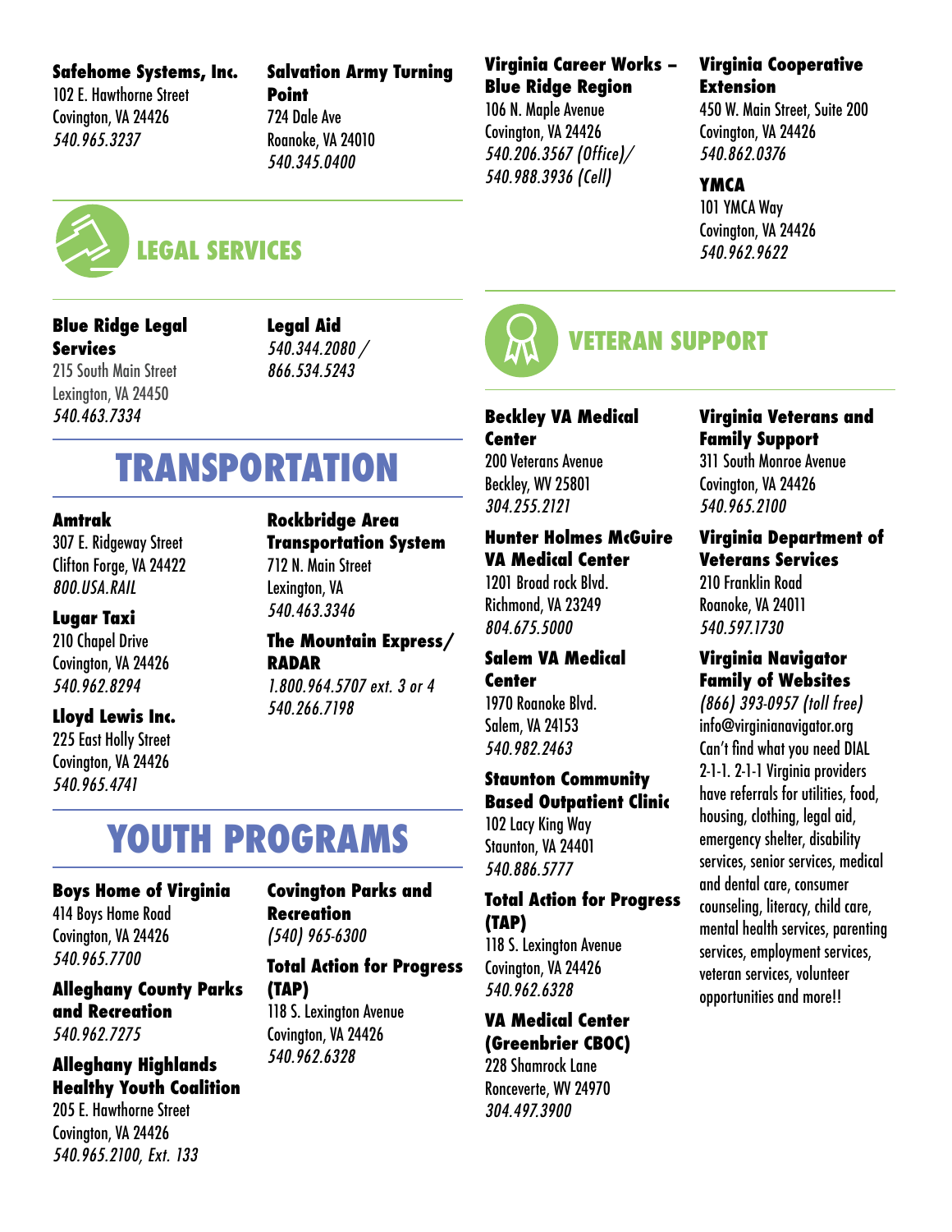**Safehome Systems, Inc.**
102 E. Hawthorne Street
Covington, VA 24426
*540.965.3237*

**Salvation Army Turning Point**
724 Dale Ave
Roanoke, VA 24010
*540.345.0400*

**Virginia Career Works – Blue Ridge Region**
106 N. Maple Avenue
Covington, VA 24426
*540.206.3567 (Office)/*
*540.988.3936 (Cell)*

**Virginia Cooperative Extension**
450 W. Main Street, Suite 200
Covington, VA 24426
*540.862.0376*

**YMCA**
101 YMCA Way
Covington, VA 24426
*540.962.9622*

## LEGAL SERVICES

**Blue Ridge Legal Services**
215 South Main Street
Lexington, VA 24450
*540.463.7334*

**Legal Aid**
*540.344.2080 /*
*866.534.5243*

# TRANSPORTATION

**Amtrak**
307 E. Ridgeway Street
Clifton Forge, VA 24422
*800.USA.RAIL*

**Lugar Taxi**
210 Chapel Drive
Covington, VA 24426
*540.962.8294*

**Lloyd Lewis Inc.**
225 East Holly Street
Covington, VA 24426
*540.965.4741*

**Rockbridge Area Transportation System**
712 N. Main Street
Lexington, VA
*540.463.3346*

**The Mountain Express/ RADAR**
*1.800.964.5707 ext. 3 or 4*
*540.266.7198*

# YOUTH PROGRAMS

**Boys Home of Virginia**
414 Boys Home Road
Covington, VA 24426
*540.965.7700*

**Alleghany County Parks and Recreation**
*540.962.7275*

**Alleghany Highlands Healthy Youth Coalition**
205 E. Hawthorne Street
Covington, VA 24426
*540.965.2100, Ext. 133*

**Covington Parks and Recreation**
*(540) 965-6300*

**Total Action for Progress (TAP)**
118 S. Lexington Avenue
Covington, VA 24426
*540.962.6328*

## VETERAN SUPPORT

**Beckley VA Medical Center**
200 Veterans Avenue
Beckley, WV 25801
*304.255.2121*

**Hunter Holmes McGuire VA Medical Center**
1201 Broad rock Blvd.
Richmond, VA 23249
*804.675.5000*

**Salem VA Medical Center**
1970 Roanoke Blvd.
Salem, VA 24153
*540.982.2463*

**Staunton Community Based Outpatient Clinic**
102 Lacy King Way
Staunton, VA 24401
*540.886.5777*

**Total Action for Progress (TAP)**
118 S. Lexington Avenue
Covington, VA 24426
*540.962.6328*

**VA Medical Center (Greenbrier CBOC)**
228 Shamrock Lane
Ronceverte, WV 24970
*304.497.3900*

**Virginia Veterans and Family Support**
311 South Monroe Avenue
Covington, VA 24426
*540.965.2100*

**Virginia Department of Veterans Services**
210 Franklin Road
Roanoke, VA 24011
*540.597.1730*

**Virginia Navigator Family of Websites**
*(866) 393-0957 (toll free)*
info@virginianavigator.org
Can't find what you need DIAL 2-1-1. 2-1-1 Virginia providers have referrals for utilities, food, housing, clothing, legal aid, emergency shelter, disability services, senior services, medical and dental care, consumer counseling, literacy, child care, mental health services, parenting services, employment services, veteran services, volunteer opportunities and more!!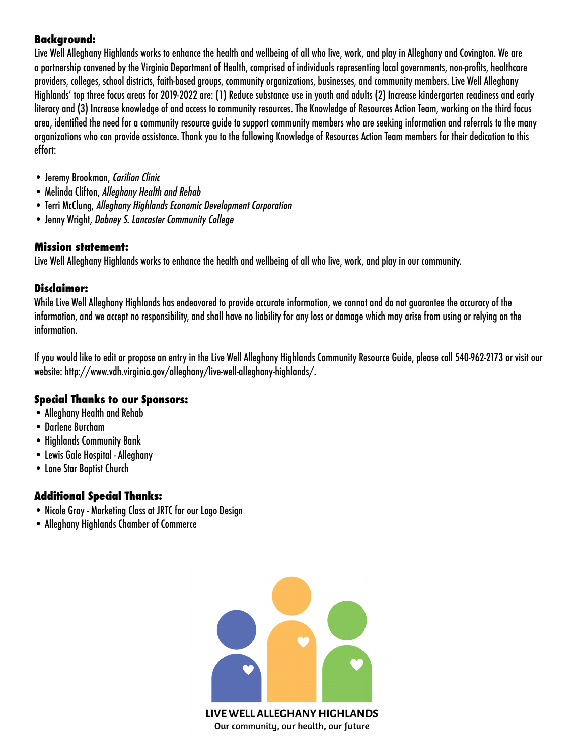**Background:**
Live Well Alleghany Highlands works to enhance the health and wellbeing of all who live, work, and play in Alleghany and Covington. We are a partnership convened by the Virginia Department of Health, comprised of individuals representing local governments, non-profits, healthcare providers, colleges, school districts, faith-based groups, community organizations, businesses, and community members. Live Well Alleghany Highlands' top three focus areas for 2019-2022 are: (1) Reduce substance use in youth and adults (2) Increase kindergarten readiness and early literacy and (3) Increase knowledge of and access to community resources. The Knowledge of Resources Action Team, working on the third focus area, identified the need for a community resource guide to support community members who are seeking information and referrals to the many organizations who can provide assistance. Thank you to the following Knowledge of Resources Action Team members for their dedication to this effort:

- Jeremy Brookman, *Carilion Clinic*
- Melinda Clifton, *Alleghany Health and Rehab*
- Terri McClung, *Alleghany Highlands Economic Development Corporation*
- Jenny Wright, *Dabney S. Lancaster Community College*

**Mission statement:**
Live Well Alleghany Highlands works to enhance the health and wellbeing of all who live, work, and play in our community.

**Disclaimer:**
While Live Well Alleghany Highlands has endeavored to provide accurate information, we cannot and do not guarantee the accuracy of the information, and we accept no responsibility, and shall have no liability for any loss or damage which may arise from using or relying on the information.

If you would like to edit or propose an entry in the Live Well Alleghany Highlands Community Resource Guide, please call 540-962-2173 or visit our website: http://www.vdh.virginia.gov/alleghany/live-well-alleghany-highlands/.

**Special Thanks to our Sponsors:**

- Alleghany Health and Rehab
- Darlene Burcham
- Highlands Community Bank
- Lewis Gale Hospital - Alleghany
- Lone Star Baptist Church

**Additional Special Thanks:**

- Nicole Gray - Marketing Class at JRTC for our Logo Design
- Alleghany Highlands Chamber of Commerce

LIVE WELL ALLEGHANY HIGHLANDS
Our community, our health, our future